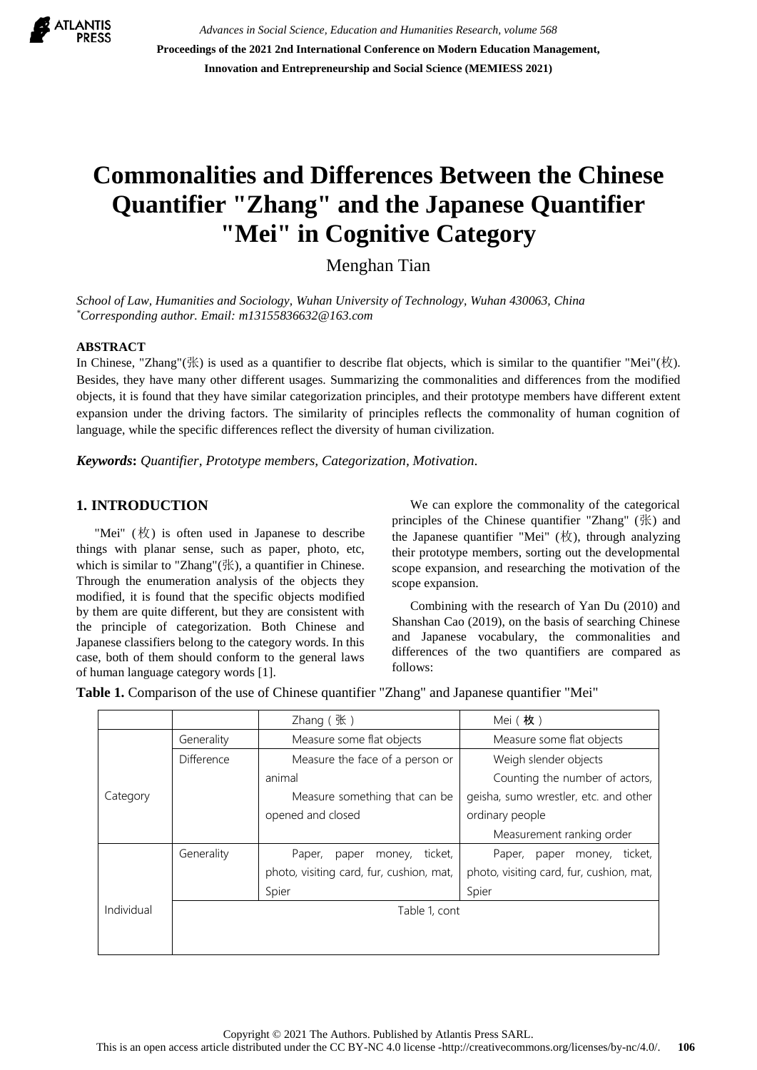# Commonalities and Differences Between the Chinese Quantifier "Zhang" and the Japanese Quantifier "Mei" in Cognitive Category

Menghan Tian

*School of Law, Humanities and Sociology, Wuhan University of Technology, Wuhan 430063, China*
*Corresponding author. Email: m13155836632@163.com

## ABSTRACT

In Chinese, "Zhang"(张) is used as a quantifier to describe flat objects, which is similar to the quantifier "Mei"(枚). Besides, they have many other different usages. Summarizing the commonalities and differences from the modified objects, it is found that they have similar categorization principles, and their prototype members have different extent expansion under the driving factors. The similarity of principles reflects the commonality of human cognition of language, while the specific differences reflect the diversity of human civilization.

***Keywords*: *Quantifier, Prototype members, Categorization, Motivation.***

## 1. INTRODUCTION

"Mei" (枚) is often used in Japanese to describe things with planar sense, such as paper, photo, etc, which is similar to "Zhang"(张), a quantifier in Chinese. Through the enumeration analysis of the objects they modified, it is found that the specific objects modified by them are quite different, but they are consistent with the principle of categorization. Both Chinese and Japanese classifiers belong to the category words. In this case, both of them should conform to the general laws of human language category words [1].

We can explore the commonality of the categorical principles of the Chinese quantifier "Zhang" (张) and the Japanese quantifier "Mei" (枚), through analyzing their prototype members, sorting out the developmental scope expansion, and researching the motivation of the scope expansion.

Combining with the research of Yan Du (2010) and Shanshan Cao (2019), on the basis of searching Chinese and Japanese vocabulary, the commonalities and differences of the two quantifiers are compared as follows:

**Table 1.** Comparison of the use of Chinese quantifier "Zhang" and Japanese quantifier "Mei"

| | | Zhang（张） | Mei（**枚**） |
|---|---|---|---|
| Category | Generality | Measure some flat objects | Measure some flat objects |
| | Difference | Measure the face of a person or animal<br>Measure something that can be opened and closed | Weigh slender objects<br>Counting the number of actors, geisha, sumo wrestler, etc. and other ordinary people<br>Measurement ranking order |
| Individual | Generality | Paper, paper money, ticket, photo, visiting card, fur, cushion, mat, Spier | Paper, paper money, ticket, photo, visiting card, fur, cushion, mat, Spier |
| | Table 1, cont | | |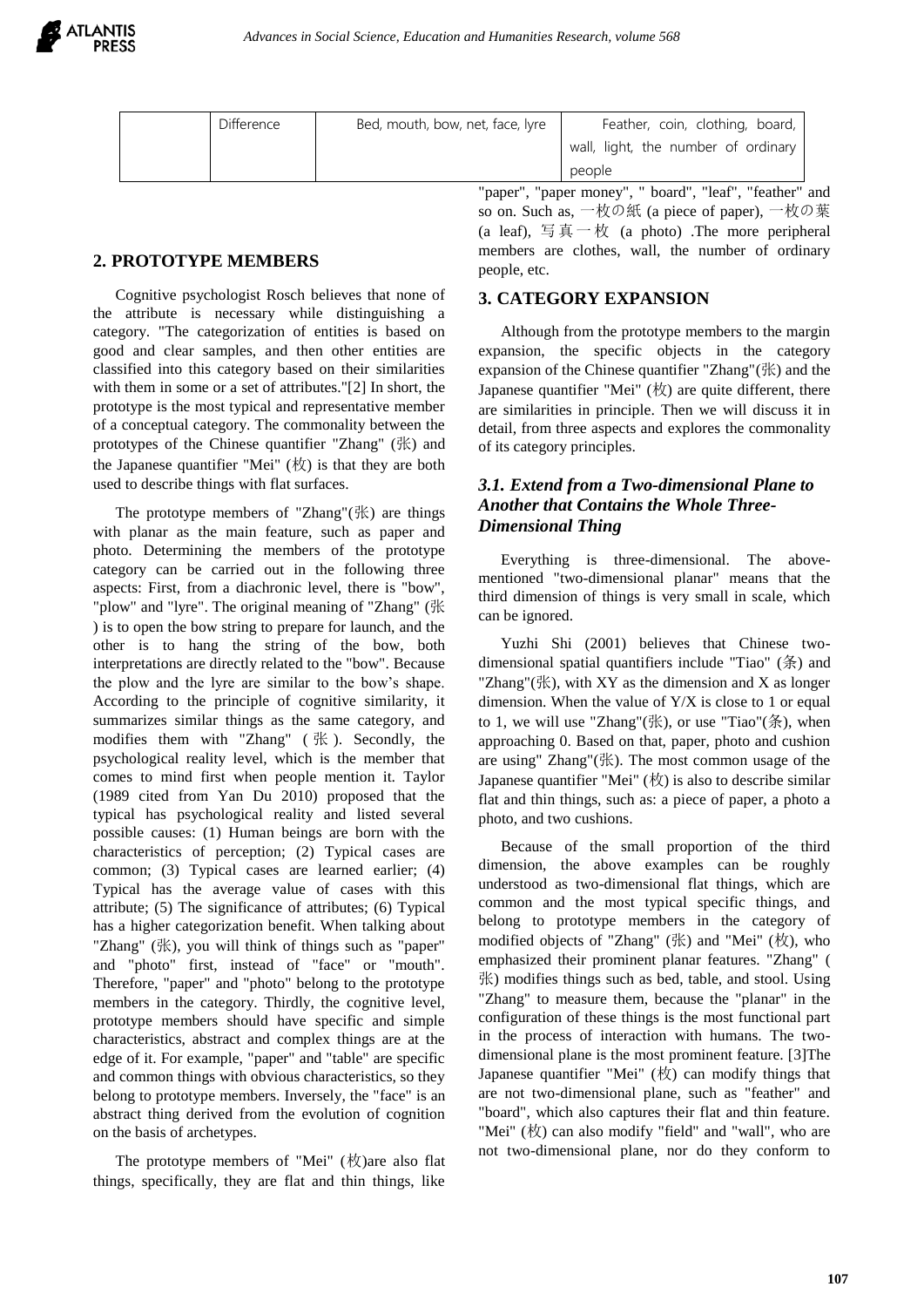|  | Difference | Bed, mouth, bow, net, face, lyre | Feather, coin, clothing, board, wall, light, the number of ordinary people |
|---|---|---|---|

## 2. PROTOTYPE MEMBERS

Cognitive psychologist Rosch believes that none of the attribute is necessary while distinguishing a category. "The categorization of entities is based on good and clear samples, and then other entities are classified into this category based on their similarities with them in some or a set of attributes."[2] In short, the prototype is the most typical and representative member of a conceptual category. The commonality between the prototypes of the Chinese quantifier "Zhang" (张) and the Japanese quantifier "Mei" (枚) is that they are both used to describe things with flat surfaces.

The prototype members of "Zhang"(张) are things with planar as the main feature, such as paper and photo. Determining the members of the prototype category can be carried out in the following three aspects: First, from a diachronic level, there is "bow", "plow" and "lyre". The original meaning of "Zhang" (张) is to open the bow string to prepare for launch, and the other is to hang the string of the bow, both interpretations are directly related to the "bow". Because the plow and the lyre are similar to the bow's shape. According to the principle of cognitive similarity, it summarizes similar things as the same category, and modifies them with "Zhang" (张). Secondly, the psychological reality level, which is the member that comes to mind first when people mention it. Taylor (1989 cited from Yan Du 2010) proposed that the typical has psychological reality and listed several possible causes: (1) Human beings are born with the characteristics of perception; (2) Typical cases are common; (3) Typical cases are learned earlier; (4) Typical has the average value of cases with this attribute; (5) The significance of attributes; (6) Typical has a higher categorization benefit. When talking about "Zhang" (张), you will think of things such as "paper" and "photo" first, instead of "face" or "mouth". Therefore, "paper" and "photo" belong to the prototype members in the category. Thirdly, the cognitive level, prototype members should have specific and simple characteristics, abstract and complex things are at the edge of it. For example, "paper" and "table" are specific and common things with obvious characteristics, so they belong to prototype members. Inversely, the "face" is an abstract thing derived from the evolution of cognition on the basis of archetypes.

The prototype members of "Mei" (枚)are also flat things, specifically, they are flat and thin things, like "paper", "paper money", " board", "leaf", "feather" and so on. Such as, 一枚の紙 (a piece of paper), 一枚の葉 (a leaf), 写真一枚 (a photo) .The more peripheral members are clothes, wall, the number of ordinary people, etc.

## 3. CATEGORY EXPANSION

Although from the prototype members to the margin expansion, the specific objects in the category expansion of the Chinese quantifier "Zhang"(张) and the Japanese quantifier "Mei" (枚) are quite different, there are similarities in principle. Then we will discuss it in detail, from three aspects and explores the commonality of its category principles.

### *3.1. Extend from a Two-dimensional Plane to Another that Contains the Whole Three-Dimensional Thing*

Everything is three-dimensional. The above-mentioned "two-dimensional planar" means that the third dimension of things is very small in scale, which can be ignored.

Yuzhi Shi (2001) believes that Chinese two-dimensional spatial quantifiers include "Tiao" (条) and "Zhang"(张), with XY as the dimension and X as longer dimension. When the value of Y/X is close to 1 or equal to 1, we will use "Zhang"(张), or use "Tiao"(条), when approaching 0. Based on that, paper, photo and cushion are using" Zhang"(张). The most common usage of the Japanese quantifier "Mei" (枚) is also to describe similar flat and thin things, such as: a piece of paper, a photo a photo, and two cushions.

Because of the small proportion of the third dimension, the above examples can be roughly understood as two-dimensional flat things, which are common and the most typical specific things, and belong to prototype members in the category of modified objects of "Zhang" (张) and "Mei" (枚), who emphasized their prominent planar features. "Zhang" (张) modifies things such as bed, table, and stool. Using "Zhang" to measure them, because the "planar" in the configuration of these things is the most functional part in the process of interaction with humans. The two-dimensional plane is the most prominent feature. [3]The Japanese quantifier "Mei" (枚) can modify things that are not two-dimensional plane, such as "feather" and "board", which also captures their flat and thin feature. "Mei" (枚) can also modify "field" and "wall", who are not two-dimensional plane, nor do they conform to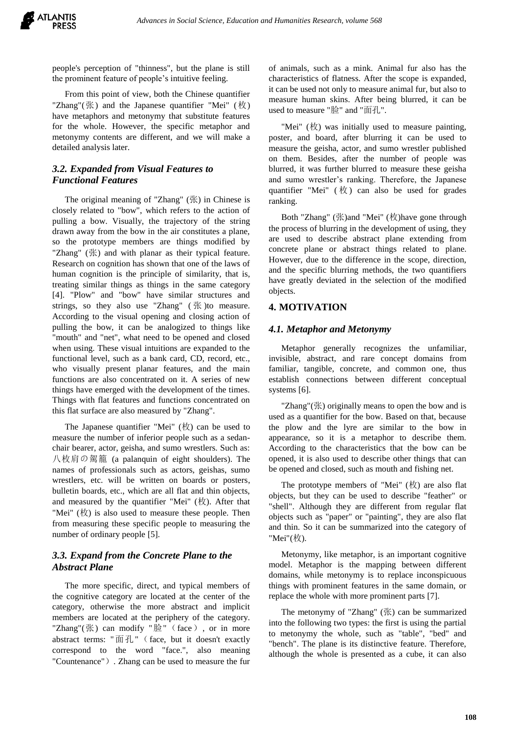people's perception of "thinness", but the plane is still the prominent feature of people's intuitive feeling.

From this point of view, both the Chinese quantifier "Zhang"(张) and the Japanese quantifier "Mei" (枚) have metaphors and metonymy that substitute features for the whole. However, the specific metaphor and metonymy contents are different, and we will make a detailed analysis later.

### *3.2. Expanded from Visual Features to Functional Features*

The original meaning of "Zhang" (张) in Chinese is closely related to "bow", which refers to the action of pulling a bow. Visually, the trajectory of the string drawn away from the bow in the air constitutes a plane, so the prototype members are things modified by "Zhang" (张) and with planar as their typical feature. Research on cognition has shown that one of the laws of human cognition is the principle of similarity, that is, treating similar things as things in the same category [4]. "Plow" and "bow" have similar structures and strings, so they also use "Zhang" (张)to measure. According to the visual opening and closing action of pulling the bow, it can be analogized to things like "mouth" and "net", what need to be opened and closed when using. These visual intuitions are expanded to the functional level, such as a bank card, CD, record, etc., who visually present planar features, and the main functions are also concentrated on it. A series of new things have emerged with the development of the times. Things with flat features and functions concentrated on this flat surface are also measured by "Zhang".

The Japanese quantifier "Mei" (枚) can be used to measure the number of inferior people such as a sedan-chair bearer, actor, geisha, and sumo wrestlers. Such as: 八枚肩の駕籠 (a palanquin of eight shoulders). The names of professionals such as actors, geishas, sumo wrestlers, etc. will be written on boards or posters, bulletin boards, etc., which are all flat and thin objects, and measured by the quantifier "Mei" (枚). After that "Mei" (枚) is also used to measure these people. Then from measuring these specific people to measuring the number of ordinary people [5].

### *3.3. Expand from the Concrete Plane to the Abstract Plane*

The more specific, direct, and typical members of the cognitive category are located at the center of the category, otherwise the more abstract and implicit members are located at the periphery of the category. "Zhang"(张) can modify "脸"（face）, or in more abstract terms: "面孔"（face, but it doesn't exactly correspond to the word "face.", also meaning "Countenance"）. Zhang can be used to measure the fur of animals, such as a mink. Animal fur also has the characteristics of flatness. After the scope is expanded, it can be used not only to measure animal fur, but also to measure human skins. After being blurred, it can be used to measure "脸" and "面孔".

"Mei" (枚) was initially used to measure painting, poster, and board, after blurring it can be used to measure the geisha, actor, and sumo wrestler published on them. Besides, after the number of people was blurred, it was further blurred to measure these geisha and sumo wrestler's ranking. Therefore, the Japanese quantifier "Mei" (枚) can also be used for grades ranking.

Both "Zhang" (张)and "Mei" (枚)have gone through the process of blurring in the development of using, they are used to describe abstract plane extending from concrete plane or abstract things related to plane. However, due to the difference in the scope, direction, and the specific blurring methods, the two quantifiers have greatly deviated in the selection of the modified objects.

## 4. MOTIVATION

### *4.1. Metaphor and Metonymy*

Metaphor generally recognizes the unfamiliar, invisible, abstract, and rare concept domains from familiar, tangible, concrete, and common one, thus establish connections between different conceptual systems [6].

"Zhang"(张) originally means to open the bow and is used as a quantifier for the bow. Based on that, because the plow and the lyre are similar to the bow in appearance, so it is a metaphor to describe them. According to the characteristics that the bow can be opened, it is also used to describe other things that can be opened and closed, such as mouth and fishing net.

The prototype members of "Mei" (枚) are also flat objects, but they can be used to describe "feather" or "shell". Although they are different from regular flat objects such as "paper" or "painting", they are also flat and thin. So it can be summarized into the category of "Mei"(枚).

Metonymy, like metaphor, is an important cognitive model. Metaphor is the mapping between different domains, while metonymy is to replace inconspicuous things with prominent features in the same domain, or replace the whole with more prominent parts [7].

The metonymy of "Zhang" (张) can be summarized into the following two types: the first is using the partial to metonymy the whole, such as "table", "bed" and "bench". The plane is its distinctive feature. Therefore, although the whole is presented as a cube, it can also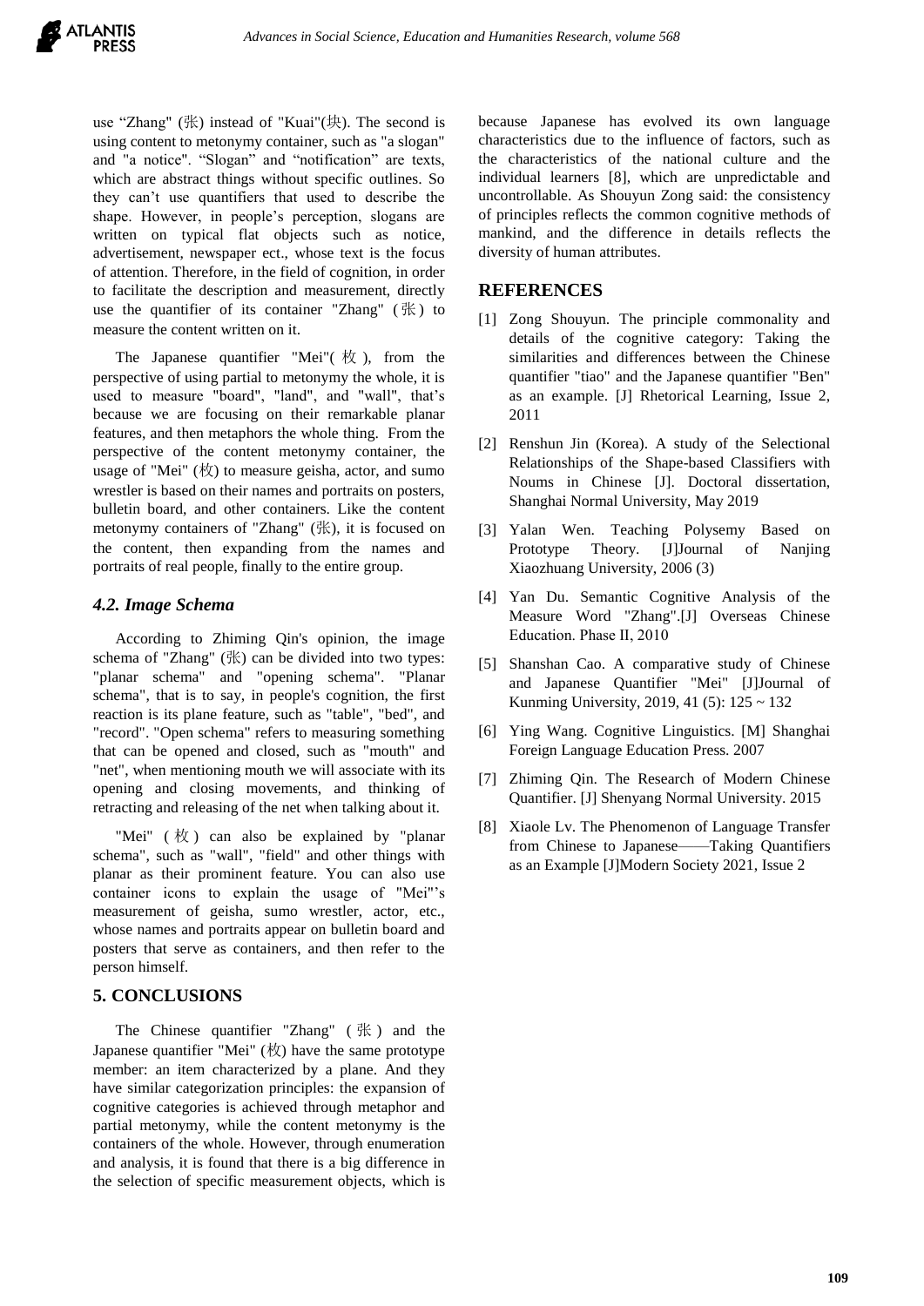use "Zhang" (张) instead of "Kuai"(块). The second is using content to metonymy container, such as "a slogan" and "a notice". "Slogan" and "notification" are texts, which are abstract things without specific outlines. So they can't use quantifiers that used to describe the shape. However, in people's perception, slogans are written on typical flat objects such as notice, advertisement, newspaper ect., whose text is the focus of attention. Therefore, in the field of cognition, in order to facilitate the description and measurement, directly use the quantifier of its container "Zhang" (张) to measure the content written on it.

The Japanese quantifier "Mei"(枚), from the perspective of using partial to metonymy the whole, it is used to measure "board", "land", and "wall", that's because we are focusing on their remarkable planar features, and then metaphors the whole thing. From the perspective of the content metonymy container, the usage of "Mei" (枚) to measure geisha, actor, and sumo wrestler is based on their names and portraits on posters, bulletin board, and other containers. Like the content metonymy containers of "Zhang" (张), it is focused on the content, then expanding from the names and portraits of real people, finally to the entire group.

### *4.2. Image Schema*

According to Zhiming Qin's opinion, the image schema of "Zhang" (张) can be divided into two types: "planar schema" and "opening schema". "Planar schema", that is to say, in people's cognition, the first reaction is its plane feature, such as "table", "bed", and "record". "Open schema" refers to measuring something that can be opened and closed, such as "mouth" and "net", when mentioning mouth we will associate with its opening and closing movements, and thinking of retracting and releasing of the net when talking about it.

"Mei" (枚) can also be explained by "planar schema", such as "wall", "field" and other things with planar as their prominent feature. You can also use container icons to explain the usage of "Mei"'s measurement of geisha, sumo wrestler, actor, etc., whose names and portraits appear on bulletin board and posters that serve as containers, and then refer to the person himself.

## 5. CONCLUSIONS

The Chinese quantifier "Zhang" (张) and the Japanese quantifier "Mei" (枚) have the same prototype member: an item characterized by a plane. And they have similar categorization principles: the expansion of cognitive categories is achieved through metaphor and partial metonymy, while the content metonymy is the containers of the whole. However, through enumeration and analysis, it is found that there is a big difference in the selection of specific measurement objects, which is because Japanese has evolved its own language characteristics due to the influence of factors, such as the characteristics of the national culture and the individual learners [8], which are unpredictable and uncontrollable. As Shouyun Zong said: the consistency of principles reflects the common cognitive methods of mankind, and the difference in details reflects the diversity of human attributes.

## REFERENCES

[1] Zong Shouyun. The principle commonality and details of the cognitive category: Taking the similarities and differences between the Chinese quantifier "tiao" and the Japanese quantifier "Ben" as an example. [J] Rhetorical Learning, Issue 2, 2011

[2] Renshun Jin (Korea). A study of the Selectional Relationships of the Shape-based Classifiers with Noums in Chinese [J]. Doctoral dissertation, Shanghai Normal University, May 2019

[3] Yalan Wen. Teaching Polysemy Based on Prototype Theory. [J]Journal of Nanjing Xiaozhuang University, 2006 (3)

[4] Yan Du. Semantic Cognitive Analysis of the Measure Word "Zhang".[J] Overseas Chinese Education. Phase II, 2010

[5] Shanshan Cao. A comparative study of Chinese and Japanese Quantifier "Mei" [J]Journal of Kunming University, 2019, 41 (5): 125 ~ 132

[6] Ying Wang. Cognitive Linguistics. [M] Shanghai Foreign Language Education Press. 2007

[7] Zhiming Qin. The Research of Modern Chinese Quantifier. [J] Shenyang Normal University. 2015

[8] Xiaole Lv. The Phenomenon of Language Transfer from Chinese to Japanese——Taking Quantifiers as an Example [J]Modern Society 2021, Issue 2